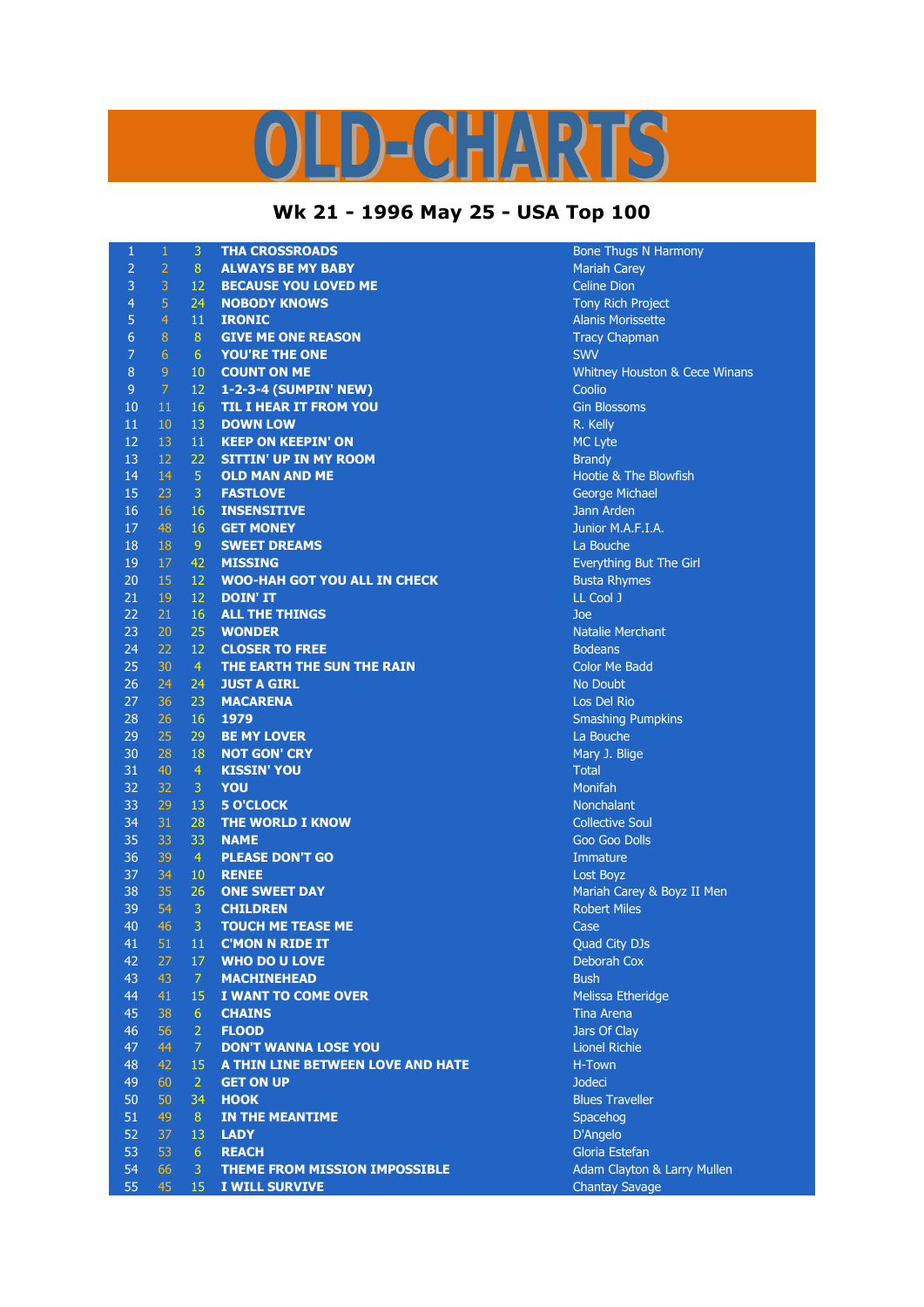# OLD-CHARTS

## Wk 21 - 1996 May 25 - USA Top 100

| | | | | |
|---|---|---|---|---|
| 1 | 1 | 3 | THA CROSSROADS | Bone Thugs N Harmony |
| 2 | 2 | 8 | ALWAYS BE MY BABY | Mariah Carey |
| 3 | 3 | 12 | BECAUSE YOU LOVED ME | Celine Dion |
| 4 | 5 | 24 | NOBODY KNOWS | Tony Rich Project |
| 5 | 4 | 11 | IRONIC | Alanis Morissette |
| 6 | 8 | 8 | GIVE ME ONE REASON | Tracy Chapman |
| 7 | 6 | 6 | YOU'RE THE ONE | SWV |
| 8 | 9 | 10 | COUNT ON ME | Whitney Houston & Cece Winans |
| 9 | 7 | 12 | 1-2-3-4 (SUMPIN' NEW) | Coolio |
| 10 | 11 | 16 | TIL I HEAR IT FROM YOU | Gin Blossoms |
| 11 | 10 | 13 | DOWN LOW | R. Kelly |
| 12 | 13 | 11 | KEEP ON KEEPIN' ON | MC Lyte |
| 13 | 12 | 22 | SITTIN' UP IN MY ROOM | Brandy |
| 14 | 14 | 5 | OLD MAN AND ME | Hootie & The Blowfish |
| 15 | 23 | 3 | FASTLOVE | George Michael |
| 16 | 16 | 16 | INSENSITIVE | Jann Arden |
| 17 | 48 | 16 | GET MONEY | Junior M.A.F.I.A. |
| 18 | 18 | 9 | SWEET DREAMS | La Bouche |
| 19 | 17 | 42 | MISSING | Everything But The Girl |
| 20 | 15 | 12 | WOO-HAH GOT YOU ALL IN CHECK | Busta Rhymes |
| 21 | 19 | 12 | DOIN' IT | LL Cool J |
| 22 | 21 | 16 | ALL THE THINGS | Joe |
| 23 | 20 | 25 | WONDER | Natalie Merchant |
| 24 | 22 | 12 | CLOSER TO FREE | Bodeans |
| 25 | 30 | 4 | THE EARTH THE SUN THE RAIN | Color Me Badd |
| 26 | 24 | 24 | JUST A GIRL | No Doubt |
| 27 | 36 | 23 | MACARENA | Los Del Rio |
| 28 | 26 | 16 | 1979 | Smashing Pumpkins |
| 29 | 25 | 29 | BE MY LOVER | La Bouche |
| 30 | 28 | 18 | NOT GON' CRY | Mary J. Blige |
| 31 | 40 | 4 | KISSIN' YOU | Total |
| 32 | 32 | 3 | YOU | Monifah |
| 33 | 29 | 13 | 5 O'CLOCK | Nonchalant |
| 34 | 31 | 28 | THE WORLD I KNOW | Collective Soul |
| 35 | 33 | 33 | NAME | Goo Goo Dolls |
| 36 | 39 | 4 | PLEASE DON'T GO | Immature |
| 37 | 34 | 10 | RENEE | Lost Boyz |
| 38 | 35 | 26 | ONE SWEET DAY | Mariah Carey & Boyz II Men |
| 39 | 54 | 3 | CHILDREN | Robert Miles |
| 40 | 46 | 3 | TOUCH ME TEASE ME | Case |
| 41 | 51 | 11 | C'MON N RIDE IT | Quad City DJs |
| 42 | 27 | 17 | WHO DO U LOVE | Deborah Cox |
| 43 | 43 | 7 | MACHINEHEAD | Bush |
| 44 | 41 | 15 | I WANT TO COME OVER | Melissa Etheridge |
| 45 | 38 | 6 | CHAINS | Tina Arena |
| 46 | 56 | 2 | FLOOD | Jars Of Clay |
| 47 | 44 | 7 | DON'T WANNA LOSE YOU | Lionel Richie |
| 48 | 42 | 15 | A THIN LINE BETWEEN LOVE AND HATE | H-Town |
| 49 | 60 | 2 | GET ON UP | Jodeci |
| 50 | 50 | 34 | HOOK | Blues Traveller |
| 51 | 49 | 8 | IN THE MEANTIME | Spacehog |
| 52 | 37 | 13 | LADY | D'Angelo |
| 53 | 53 | 6 | REACH | Gloria Estefan |
| 54 | 66 | 3 | THEME FROM MISSION IMPOSSIBLE | Adam Clayton & Larry Mullen |
| 55 | 45 | 15 | I WILL SURVIVE | Chantay Savage |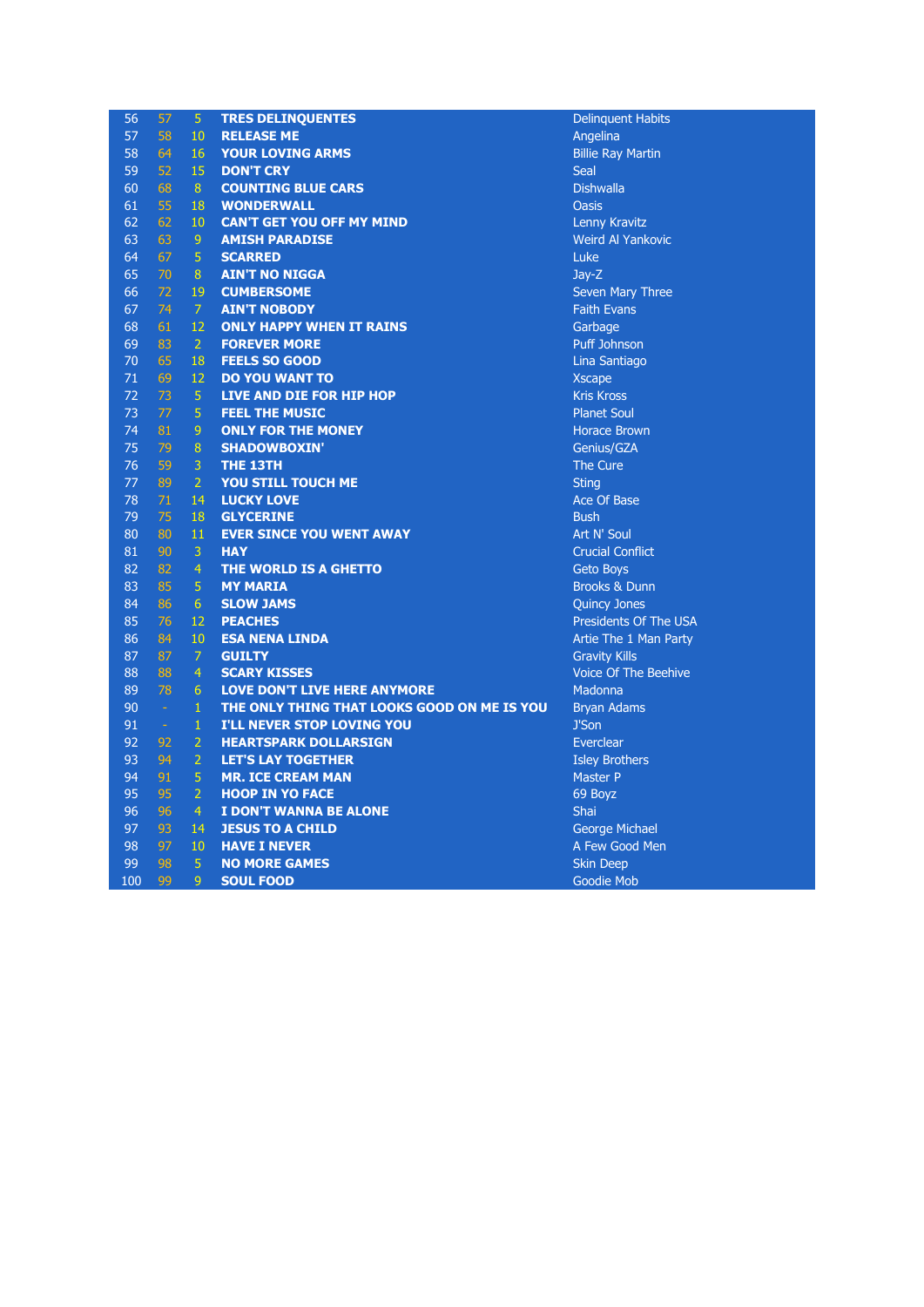| | | | | |
|---|---|---|---|---|
| 56 | 57 | 5 | TRES DELINQUENTES | Delinquent Habits |
| 57 | 58 | 10 | RELEASE ME | Angelina |
| 58 | 64 | 16 | YOUR LOVING ARMS | Billie Ray Martin |
| 59 | 52 | 15 | DON'T CRY | Seal |
| 60 | 68 | 8 | COUNTING BLUE CARS | Dishwalla |
| 61 | 55 | 18 | WONDERWALL | Oasis |
| 62 | 62 | 10 | CAN'T GET YOU OFF MY MIND | Lenny Kravitz |
| 63 | 63 | 9 | AMISH PARADISE | Weird Al Yankovic |
| 64 | 67 | 5 | SCARRED | Luke |
| 65 | 70 | 8 | AIN'T NO NIGGA | Jay-Z |
| 66 | 72 | 19 | CUMBERSOME | Seven Mary Three |
| 67 | 74 | 7 | AIN'T NOBODY | Faith Evans |
| 68 | 61 | 12 | ONLY HAPPY WHEN IT RAINS | Garbage |
| 69 | 83 | 2 | FOREVER MORE | Puff Johnson |
| 70 | 65 | 18 | FEELS SO GOOD | Lina Santiago |
| 71 | 69 | 12 | DO YOU WANT TO | Xscape |
| 72 | 73 | 5 | LIVE AND DIE FOR HIP HOP | Kris Kross |
| 73 | 77 | 5 | FEEL THE MUSIC | Planet Soul |
| 74 | 81 | 9 | ONLY FOR THE MONEY | Horace Brown |
| 75 | 79 | 8 | SHADOWBOXIN' | Genius/GZA |
| 76 | 59 | 3 | THE 13TH | The Cure |
| 77 | 89 | 2 | YOU STILL TOUCH ME | Sting |
| 78 | 71 | 14 | LUCKY LOVE | Ace Of Base |
| 79 | 75 | 18 | GLYCERINE | Bush |
| 80 | 80 | 11 | EVER SINCE YOU WENT AWAY | Art N' Soul |
| 81 | 90 | 3 | HAY | Crucial Conflict |
| 82 | 82 | 4 | THE WORLD IS A GHETTO | Geto Boys |
| 83 | 85 | 5 | MY MARIA | Brooks & Dunn |
| 84 | 86 | 6 | SLOW JAMS | Quincy Jones |
| 85 | 76 | 12 | PEACHES | Presidents Of The USA |
| 86 | 84 | 10 | ESA NENA LINDA | Artie The 1 Man Party |
| 87 | 87 | 7 | GUILTY | Gravity Kills |
| 88 | 88 | 4 | SCARY KISSES | Voice Of The Beehive |
| 89 | 78 | 6 | LOVE DON'T LIVE HERE ANYMORE | Madonna |
| 90 | - | 1 | THE ONLY THING THAT LOOKS GOOD ON ME IS YOU | Bryan Adams |
| 91 | - | 1 | I'LL NEVER STOP LOVING YOU | J'Son |
| 92 | 92 | 2 | HEARTSPARK DOLLARSIGN | Everclear |
| 93 | 94 | 2 | LET'S LAY TOGETHER | Isley Brothers |
| 94 | 91 | 5 | MR. ICE CREAM MAN | Master P |
| 95 | 95 | 2 | HOOP IN YO FACE | 69 Boyz |
| 96 | 96 | 4 | I DON'T WANNA BE ALONE | Shai |
| 97 | 93 | 14 | JESUS TO A CHILD | George Michael |
| 98 | 97 | 10 | HAVE I NEVER | A Few Good Men |
| 99 | 98 | 5 | NO MORE GAMES | Skin Deep |
| 100 | 99 | 9 | SOUL FOOD | Goodie Mob |